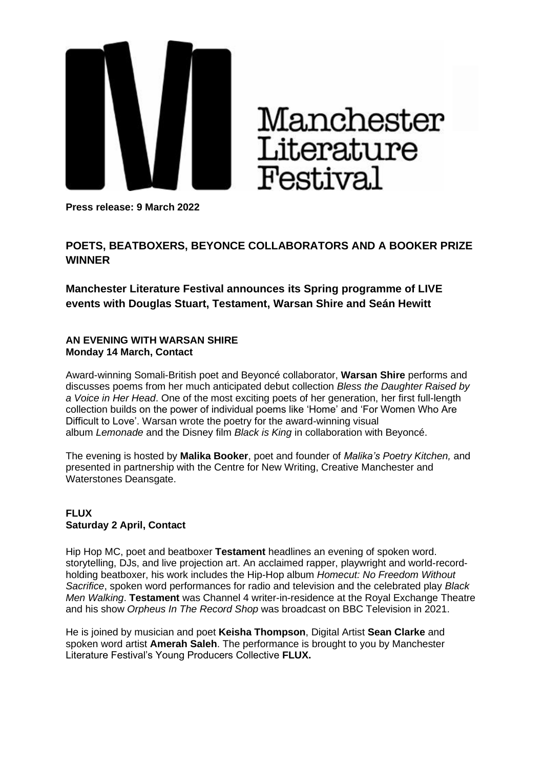Manchester Literature Festival

**Press release: 9 March 2022**

## POETS, BEATBOXERS, BEYONCE COLLABORATORS AND A BOOKER PRIZE WINNER

### Manchester Literature Festival announces its Spring programme of LIVE events with Douglas Stuart, Testament, Warsan Shire and Seán Hewitt

**AN EVENING WITH WARSAN SHIRE**
**Monday 14 March, Contact**

Award-winning Somali-British poet and Beyoncé collaborator, **Warsan Shire** performs and discusses poems from her much anticipated debut collection *Bless the Daughter Raised by a Voice in Her Head*. One of the most exciting poets of her generation, her first full-length collection builds on the power of individual poems like 'Home' and 'For Women Who Are Difficult to Love'. Warsan wrote the poetry for the award-winning visual album *Lemonade* and the Disney film *Black is King* in collaboration with Beyoncé.

The evening is hosted by **Malika Booker**, poet and founder of *Malika's Poetry Kitchen,* and presented in partnership with the Centre for New Writing, Creative Manchester and Waterstones Deansgate.

**FLUX**
**Saturday 2 April, Contact**

Hip Hop MC, poet and beatboxer **Testament** headlines an evening of spoken word. storytelling, DJs, and live projection art. An acclaimed rapper, playwright and world-record-holding beatboxer, his work includes the Hip-Hop album *Homecut: No Freedom Without Sacrifice*, spoken word performances for radio and television and the celebrated play *Black Men Walking*. **Testament** was Channel 4 writer-in-residence at the Royal Exchange Theatre and his show *Orpheus In The Record Shop* was broadcast on BBC Television in 2021.

He is joined by musician and poet **Keisha Thompson**, Digital Artist **Sean Clarke** and spoken word artist **Amerah Saleh**. The performance is brought to you by Manchester Literature Festival's Young Producers Collective **FLUX.**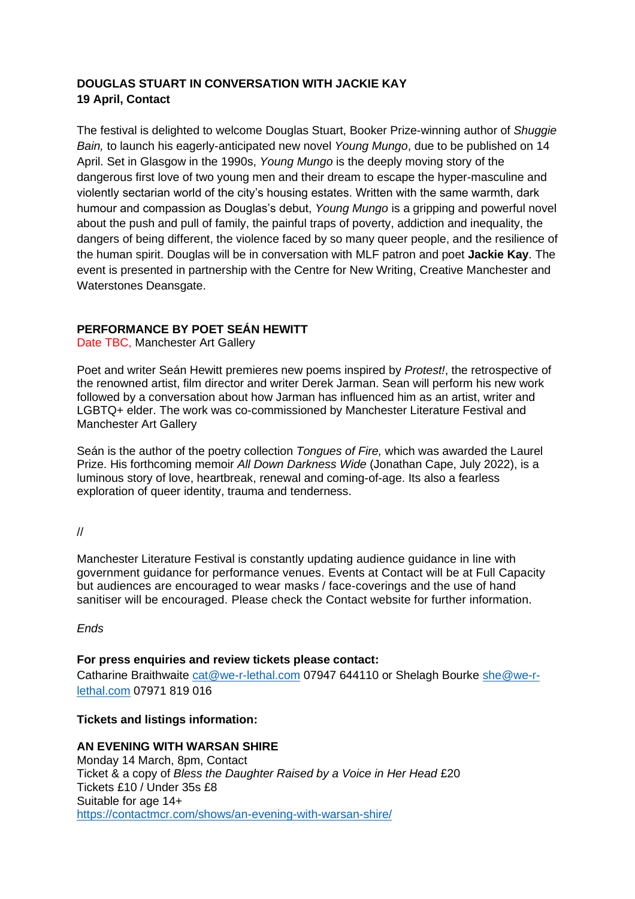**DOUGLAS STUART IN CONVERSATION WITH JACKIE KAY**
**19 April, Contact**

The festival is delighted to welcome Douglas Stuart, Booker Prize-winning author of *Shuggie Bain,* to launch his eagerly-anticipated new novel *Young Mungo*, due to be published on 14 April. Set in Glasgow in the 1990s, *Young Mungo* is the deeply moving story of the dangerous first love of two young men and their dream to escape the hyper-masculine and violently sectarian world of the city's housing estates. Written with the same warmth, dark humour and compassion as Douglas's debut, *Young Mungo* is a gripping and powerful novel about the push and pull of family, the painful traps of poverty, addiction and inequality, the dangers of being different, the violence faced by so many queer people, and the resilience of the human spirit. Douglas will be in conversation with MLF patron and poet **Jackie Kay**. The event is presented in partnership with the Centre for New Writing, Creative Manchester and Waterstones Deansgate.

**PERFORMANCE BY POET SEÁN HEWITT**
Date TBC, Manchester Art Gallery

Poet and writer Seán Hewitt premieres new poems inspired by *Protest!*, the retrospective of the renowned artist, film director and writer Derek Jarman. Sean will perform his new work followed by a conversation about how Jarman has influenced him as an artist, writer and LGBTQ+ elder. The work was co-commissioned by Manchester Literature Festival and Manchester Art Gallery

Seán is the author of the poetry collection *Tongues of Fire,* which was awarded the Laurel Prize. His forthcoming memoir *All Down Darkness Wide* (Jonathan Cape, July 2022), is a luminous story of love, heartbreak, renewal and coming-of-age. Its also a fearless exploration of queer identity, trauma and tenderness.

//

Manchester Literature Festival is constantly updating audience guidance in line with government guidance for performance venues. Events at Contact will be at Full Capacity but audiences are encouraged to wear masks / face-coverings and the use of hand sanitiser will be encouraged. Please check the Contact website for further information.

*Ends*

**For press enquiries and review tickets please contact:**
Catharine Braithwaite cat@we-r-lethal.com 07947 644110 or Shelagh Bourke she@we-r-lethal.com 07971 819 016

**Tickets and listings information:**

**AN EVENING WITH WARSAN SHIRE**
Monday 14 March, 8pm, Contact
Ticket & a copy of *Bless the Daughter Raised by a Voice in Her Head* £20
Tickets £10 / Under 35s £8
Suitable for age 14+
https://contactmcr.com/shows/an-evening-with-warsan-shire/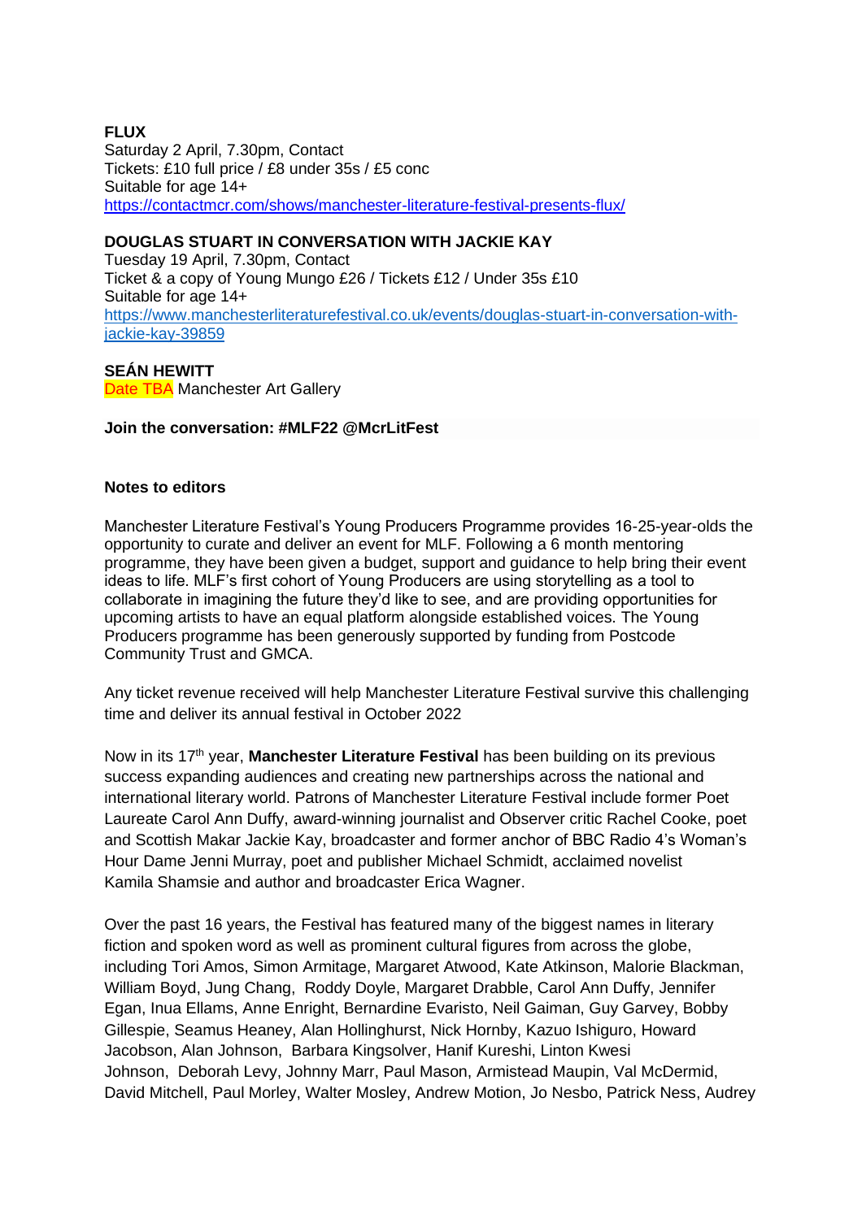**FLUX**
Saturday 2 April, 7.30pm, Contact
Tickets: £10 full price / £8 under 35s / £5 conc
Suitable for age 14+
https://contactmcr.com/shows/manchester-literature-festival-presents-flux/

**DOUGLAS STUART IN CONVERSATION WITH JACKIE KAY**
Tuesday 19 April, 7.30pm, Contact
Ticket & a copy of Young Mungo £26 / Tickets £12 / Under 35s £10
Suitable for age 14+
https://www.manchesterliteraturefestival.co.uk/events/douglas-stuart-in-conversation-with-jackie-kay-39859

**SEÁN HEWITT**
Date TBA Manchester Art Gallery

**Join the conversation: #MLF22 @McrLitFest**

**Notes to editors**

Manchester Literature Festival's Young Producers Programme provides 16-25-year-olds the opportunity to curate and deliver an event for MLF. Following a 6 month mentoring programme, they have been given a budget, support and guidance to help bring their event ideas to life. MLF's first cohort of Young Producers are using storytelling as a tool to collaborate in imagining the future they'd like to see, and are providing opportunities for upcoming artists to have an equal platform alongside established voices. The Young Producers programme has been generously supported by funding from Postcode Community Trust and GMCA.

Any ticket revenue received will help Manchester Literature Festival survive this challenging time and deliver its annual festival in October 2022

Now in its 17th year, **Manchester Literature Festival** has been building on its previous success expanding audiences and creating new partnerships across the national and international literary world. Patrons of Manchester Literature Festival include former Poet Laureate Carol Ann Duffy, award-winning journalist and Observer critic Rachel Cooke, poet and Scottish Makar Jackie Kay, broadcaster and former anchor of BBC Radio 4's Woman's Hour Dame Jenni Murray, poet and publisher Michael Schmidt, acclaimed novelist Kamila Shamsie and author and broadcaster Erica Wagner.

Over the past 16 years, the Festival has featured many of the biggest names in literary fiction and spoken word as well as prominent cultural figures from across the globe, including Tori Amos, Simon Armitage, Margaret Atwood, Kate Atkinson, Malorie Blackman, William Boyd, Jung Chang, Roddy Doyle, Margaret Drabble, Carol Ann Duffy, Jennifer Egan, Inua Ellams, Anne Enright, Bernardine Evaristo, Neil Gaiman, Guy Garvey, Bobby Gillespie, Seamus Heaney, Alan Hollinghurst, Nick Hornby, Kazuo Ishiguro, Howard Jacobson, Alan Johnson, Barbara Kingsolver, Hanif Kureshi, Linton Kwesi Johnson, Deborah Levy, Johnny Marr, Paul Mason, Armistead Maupin, Val McDermid, David Mitchell, Paul Morley, Walter Mosley, Andrew Motion, Jo Nesbo, Patrick Ness, Audrey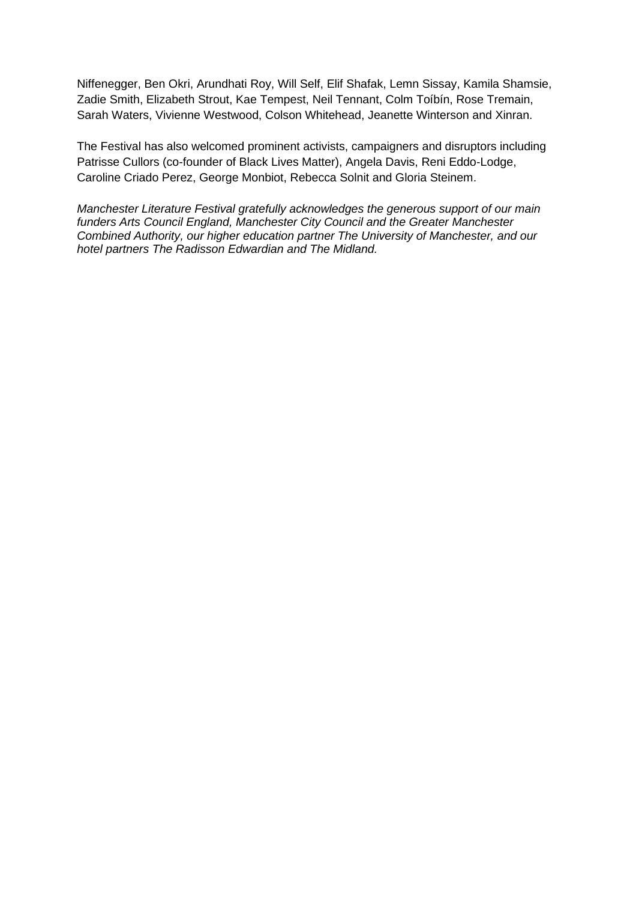Niffenegger, Ben Okri, Arundhati Roy, Will Self, Elif Shafak, Lemn Sissay, Kamila Shamsie, Zadie Smith, Elizabeth Strout, Kae Tempest, Neil Tennant, Colm Toíbín, Rose Tremain, Sarah Waters, Vivienne Westwood, Colson Whitehead, Jeanette Winterson and Xinran.

The Festival has also welcomed prominent activists, campaigners and disruptors including Patrisse Cullors (co-founder of Black Lives Matter), Angela Davis, Reni Eddo-Lodge, Caroline Criado Perez, George Monbiot, Rebecca Solnit and Gloria Steinem.

*Manchester Literature Festival gratefully acknowledges the generous support of our main funders Arts Council England, Manchester City Council and the Greater Manchester Combined Authority, our higher education partner The University of Manchester, and our hotel partners The Radisson Edwardian and The Midland.*